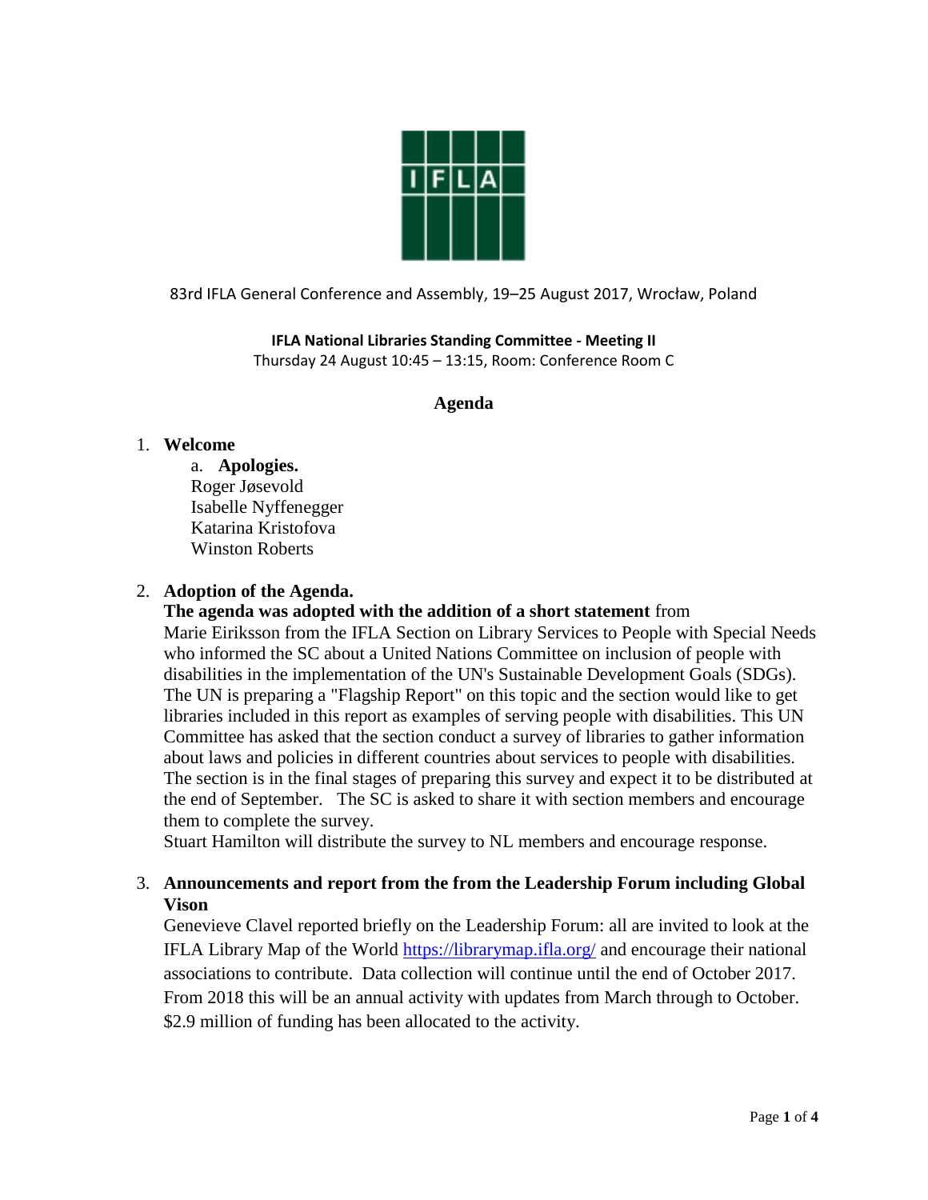83rd IFLA General Conference and Assembly, 19–25 August 2017, Wrocław, Poland

**IFLA National Libraries Standing Committee - Meeting II**
Thursday 24 August 10:45 – 13:15, Room: Conference Room C

## Agenda

1. **Welcome**
   a. **Apologies.**
   Roger Jøsevold
   Isabelle Nyffenegger
   Katarina Kristofova
   Winston Roberts

2. **Adoption of the Agenda.**
   **The agenda was adopted with the addition of a short statement** from Marie Eiriksson from the IFLA Section on Library Services to People with Special Needs who informed the SC about a United Nations Committee on inclusion of people with disabilities in the implementation of the UN's Sustainable Development Goals (SDGs). The UN is preparing a "Flagship Report" on this topic and the section would like to get libraries included in this report as examples of serving people with disabilities. This UN Committee has asked that the section conduct a survey of libraries to gather information about laws and policies in different countries about services to people with disabilities. The section is in the final stages of preparing this survey and expect it to be distributed at the end of September. The SC is asked to share it with section members and encourage them to complete the survey.
   Stuart Hamilton will distribute the survey to NL members and encourage response.

3. **Announcements and report from the from the Leadership Forum including Global Vison**
   Genevieve Clavel reported briefly on the Leadership Forum: all are invited to look at the IFLA Library Map of the World https://librarymap.ifla.org/ and encourage their national associations to contribute. Data collection will continue until the end of October 2017. From 2018 this will be an annual activity with updates from March through to October. $2.9 million of funding has been allocated to the activity.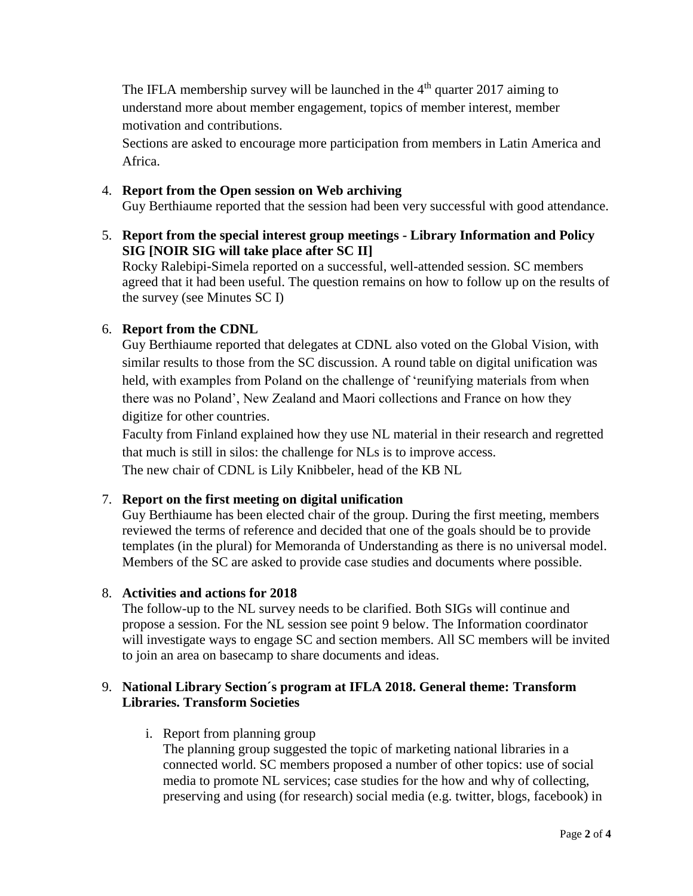The IFLA membership survey will be launched in the 4th quarter 2017 aiming to understand more about member engagement, topics of member interest, member motivation and contributions.

Sections are asked to encourage more participation from members in Latin America and Africa.

4. **Report from the Open session on Web archiving**

   Guy Berthiaume reported that the session had been very successful with good attendance.

5. **Report from the special interest group meetings - Library Information and Policy SIG [NOIR SIG will take place after SC II]**

   Rocky Ralebipi-Simela reported on a successful, well-attended session. SC members agreed that it had been useful. The question remains on how to follow up on the results of the survey (see Minutes SC I)

6. **Report from the CDNL**

   Guy Berthiaume reported that delegates at CDNL also voted on the Global Vision, with similar results to those from the SC discussion. A round table on digital unification was held, with examples from Poland on the challenge of 'reunifying materials from when there was no Poland', New Zealand and Maori collections and France on how they digitize for other countries.

   Faculty from Finland explained how they use NL material in their research and regretted that much is still in silos: the challenge for NLs is to improve access.

   The new chair of CDNL is Lily Knibbeler, head of the KB NL

7. **Report on the first meeting on digital unification**

   Guy Berthiaume has been elected chair of the group. During the first meeting, members reviewed the terms of reference and decided that one of the goals should be to provide templates (in the plural) for Memoranda of Understanding as there is no universal model. Members of the SC are asked to provide case studies and documents where possible.

8. **Activities and actions for 2018**

   The follow-up to the NL survey needs to be clarified. Both SIGs will continue and propose a session. For the NL session see point 9 below. The Information coordinator will investigate ways to engage SC and section members. All SC members will be invited to join an area on basecamp to share documents and ideas.

9. **National Library Section´s program at IFLA 2018. General theme: Transform Libraries. Transform Societies**

   i. Report from planning group

      The planning group suggested the topic of marketing national libraries in a connected world. SC members proposed a number of other topics: use of social media to promote NL services; case studies for the how and why of collecting, preserving and using (for research) social media (e.g. twitter, blogs, facebook) in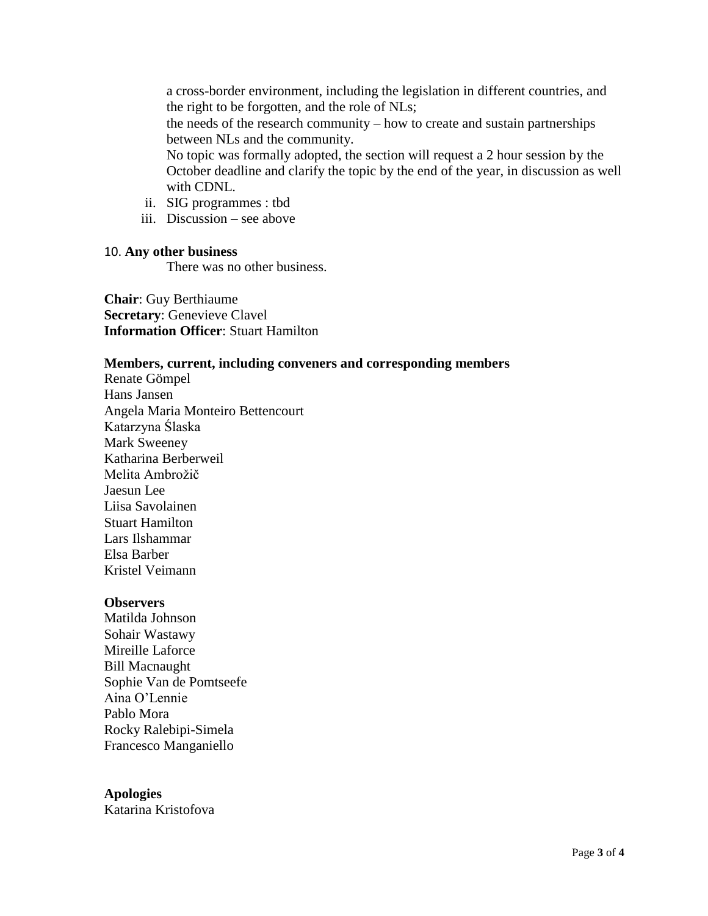a cross-border environment, including the legislation in different countries, and the right to be forgotten, and the role of NLs;

the needs of the research community – how to create and sustain partnerships between NLs and the community.

No topic was formally adopted, the section will request a 2 hour session by the October deadline and clarify the topic by the end of the year, in discussion as well with CDNL.

ii. SIG programmes : tbd
iii. Discussion – see above

10. **Any other business**

There was no other business.

**Chair**: Guy Berthiaume
**Secretary**: Genevieve Clavel
**Information Officer**: Stuart Hamilton

**Members, current, including conveners and corresponding members**

Renate Gömpel
Hans Jansen
Angela Maria Monteiro Bettencourt
Katarzyna Ślaska
Mark Sweeney
Katharina Berberweil
Melita Ambrožič
Jaesun Lee
Liisa Savolainen
Stuart Hamilton
Lars Ilshammar
Elsa Barber
Kristel Veimann

**Observers**

Matilda Johnson
Sohair Wastawy
Mireille Laforce
Bill Macnaught
Sophie Van de Pomtseefe
Aina O'Lennie
Pablo Mora
Rocky Ralebipi-Simela
Francesco Manganiello

**Apologies**

Katarina Kristofova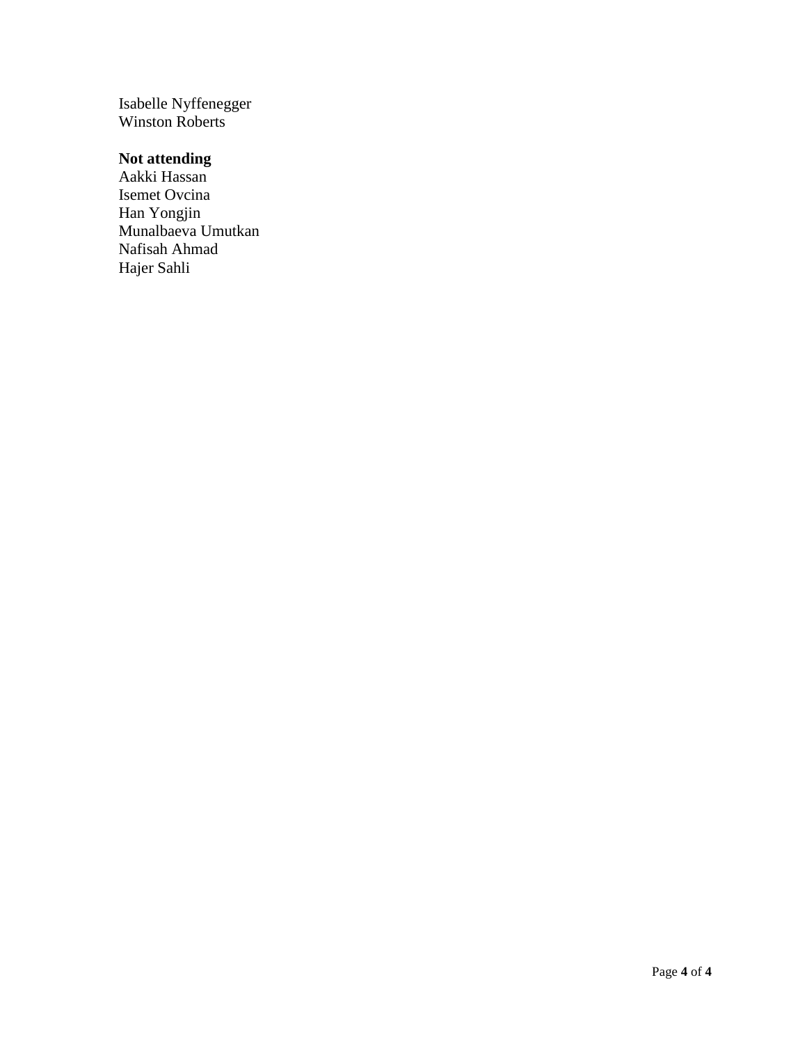Isabelle Nyffenegger
Winston Roberts

**Not attending**
Aakki Hassan
Isemet Ovcina
Han Yongjin
Munalbaeva Umutkan
Nafisah Ahmad
Hajer Sahli